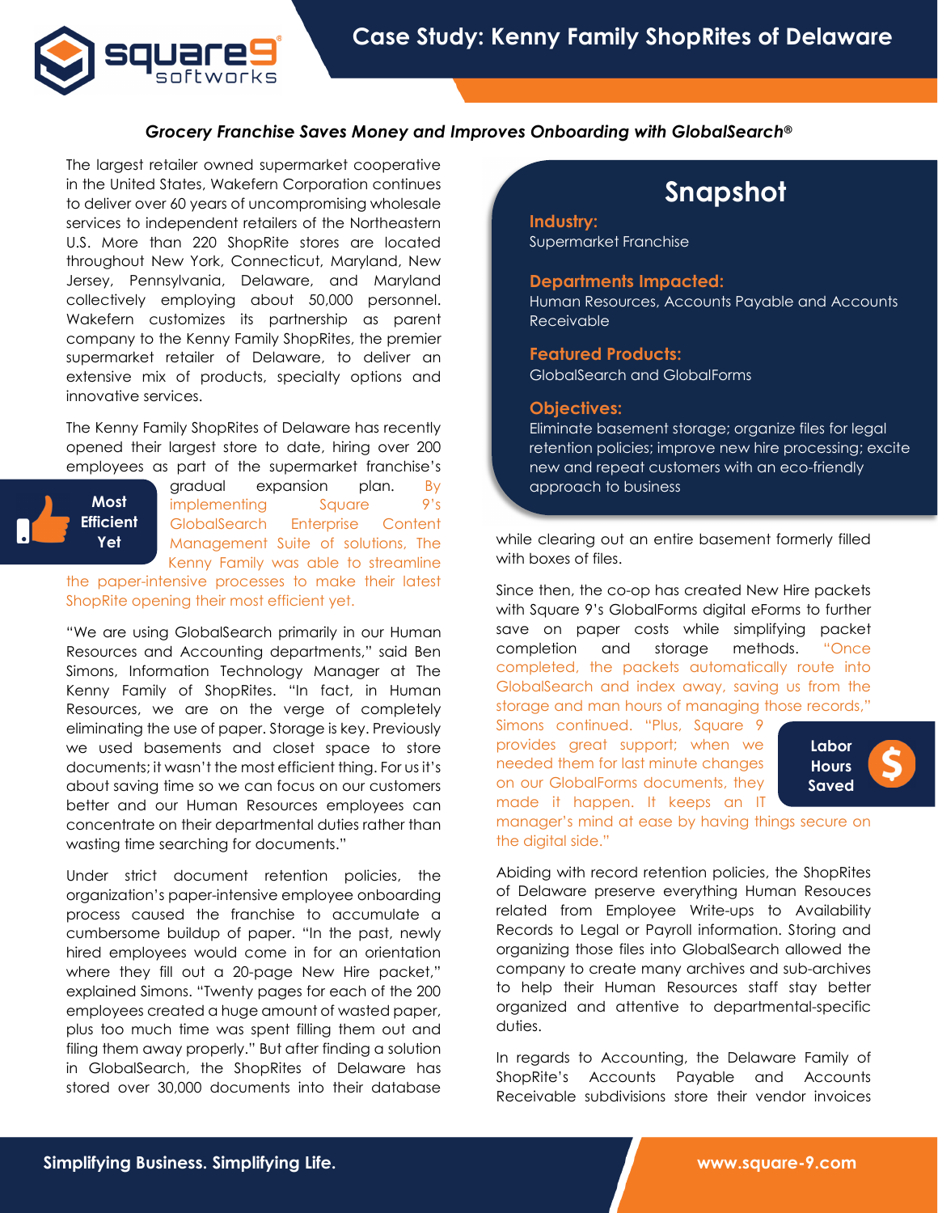# Case Study: Kenny Family ShopRites of Delaware

***Grocery Franchise Saves Money and Improves Onboarding with GlobalSearch®***

The largest retailer owned supermarket cooperative in the United States, Wakefern Corporation continues to deliver over 60 years of uncompromising wholesale services to independent retailers of the Northeastern U.S. More than 220 ShopRite stores are located throughout New York, Connecticut, Maryland, New Jersey, Pennsylvania, Delaware, and Maryland collectively employing about 50,000 personnel. Wakefern customizes its partnership as parent company to the Kenny Family ShopRites, the premier supermarket retailer of Delaware, to deliver an extensive mix of products, specialty options and innovative services.

The Kenny Family ShopRites of Delaware has recently opened their largest store to date, hiring over 200 employees as part of the supermarket franchise's gradual expansion plan. By implementing Square 9's GlobalSearch Enterprise Content Management Suite of solutions, The Kenny Family was able to streamline the paper-intensive processes to make their latest ShopRite opening their most efficient yet.

**Most Efficient Yet**

"We are using GlobalSearch primarily in our Human Resources and Accounting departments," said Ben Simons, Information Technology Manager at The Kenny Family of ShopRites. "In fact, in Human Resources, we are on the verge of completely eliminating the use of paper. Storage is key. Previously we used basements and closet space to store documents; it wasn't the most efficient thing. For us it's about saving time so we can focus on our customers better and our Human Resources employees can concentrate on their departmental duties rather than wasting time searching for documents."

Under strict document retention policies, the organization's paper-intensive employee onboarding process caused the franchise to accumulate a cumbersome buildup of paper. "In the past, newly hired employees would come in for an orientation where they fill out a 20-page New Hire packet," explained Simons. "Twenty pages for each of the 200 employees created a huge amount of wasted paper, plus too much time was spent filling them out and filing them away properly." But after finding a solution in GlobalSearch, the ShopRites of Delaware has stored over 30,000 documents into their database while clearing out an entire basement formerly filled with boxes of files.

## Snapshot

**Industry:**
Supermarket Franchise

**Departments Impacted:**
Human Resources, Accounts Payable and Accounts Receivable

**Featured Products:**
GlobalSearch and GlobalForms

**Objectives:**
Eliminate basement storage; organize files for legal retention policies; improve new hire processing; excite new and repeat customers with an eco-friendly approach to business

Since then, the co-op has created New Hire packets with Square 9's GlobalForms digital eForms to further save on paper costs while simplifying packet completion and storage methods. "Once completed, the packets automatically route into GlobalSearch and index away, saving us from the storage and man hours of managing those records," Simons continued. "Plus, Square 9 provides great support; when we needed them for last minute changes on our GlobalForms documents, they made it happen. It keeps an IT manager's mind at ease by having things secure on the digital side."

**Labor Hours Saved**

Abiding with record retention policies, the ShopRites of Delaware preserve everything Human Resouces related from Employee Write-ups to Availability Records to Legal or Payroll information. Storing and organizing those files into GlobalSearch allowed the company to create many archives and sub-archives to help their Human Resources staff stay better organized and attentive to departmental-specific duties.

In regards to Accounting, the Delaware Family of ShopRite's Accounts Payable and Accounts Receivable subdivisions store their vendor invoices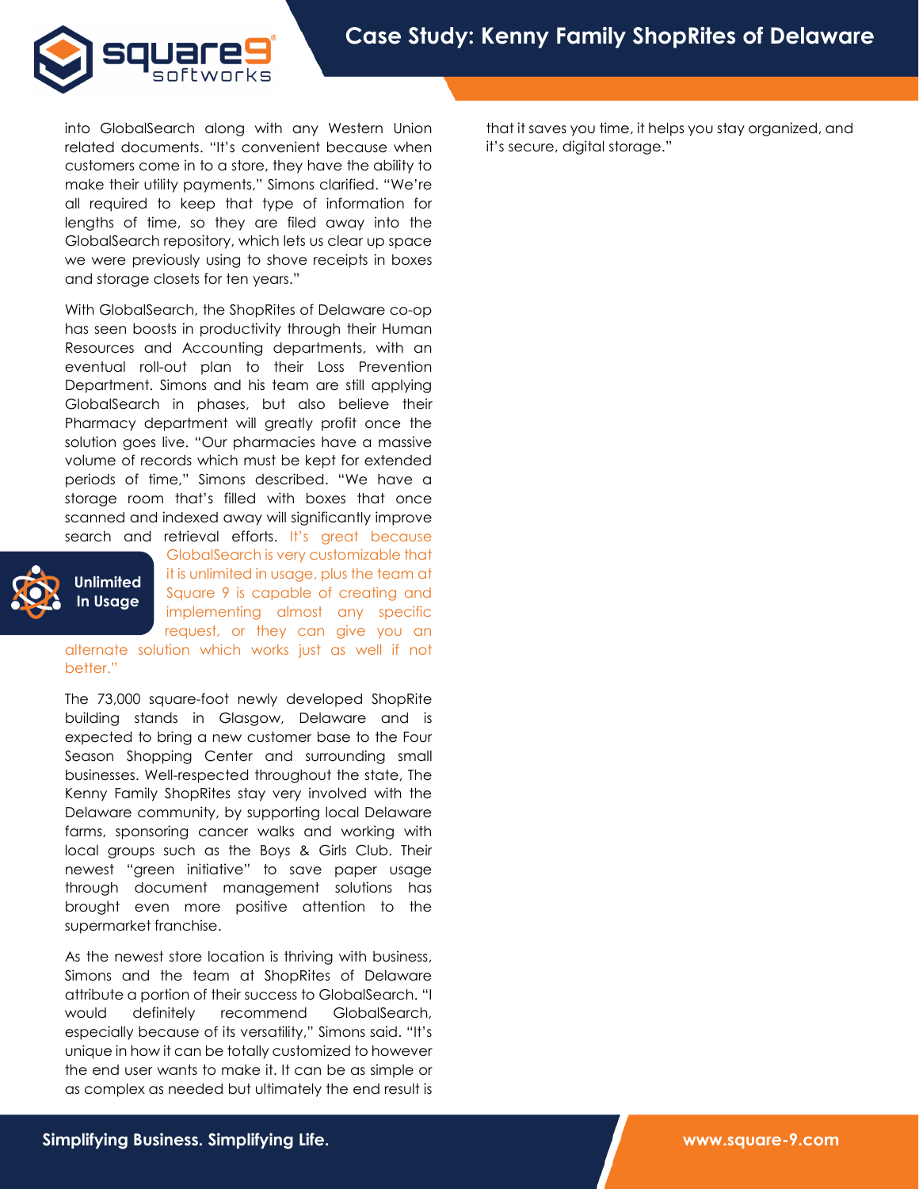into GlobalSearch along with any Western Union related documents. "It's convenient because when customers come in to a store, they have the ability to make their utility payments," Simons clarified. "We're all required to keep that type of information for lengths of time, so they are filed away into the GlobalSearch repository, which lets us clear up space we were previously using to shove receipts in boxes and storage closets for ten years."

With GlobalSearch, the ShopRites of Delaware co-op has seen boosts in productivity through their Human Resources and Accounting departments, with an eventual roll-out plan to their Loss Prevention Department. Simons and his team are still applying GlobalSearch in phases, but also believe their Pharmacy department will greatly profit once the solution goes live. "Our pharmacies have a massive volume of records which must be kept for extended periods of time," Simons described. "We have a storage room that's filled with boxes that once scanned and indexed away will significantly improve search and retrieval efforts. It's great because GlobalSearch is very customizable that it is unlimited in usage, plus the team at Square 9 is capable of creating and implementing almost any specific request, or they can give you an alternate solution which works just as well if not better."

**Unlimited In Usage**

The 73,000 square-foot newly developed ShopRite building stands in Glasgow, Delaware and is expected to bring a new customer base to the Four Season Shopping Center and surrounding small businesses. Well-respected throughout the state, The Kenny Family ShopRites stay very involved with the Delaware community, by supporting local Delaware farms, sponsoring cancer walks and working with local groups such as the Boys & Girls Club. Their newest "green initiative" to save paper usage through document management solutions has brought even more positive attention to the supermarket franchise.

As the newest store location is thriving with business, Simons and the team at ShopRites of Delaware attribute a portion of their success to GlobalSearch. "I would definitely recommend GlobalSearch, especially because of its versatility," Simons said. "It's unique in how it can be totally customized to however the end user wants to make it. It can be as simple or as complex as needed but ultimately the end result is that it saves you time, it helps you stay organized, and it's secure, digital storage."